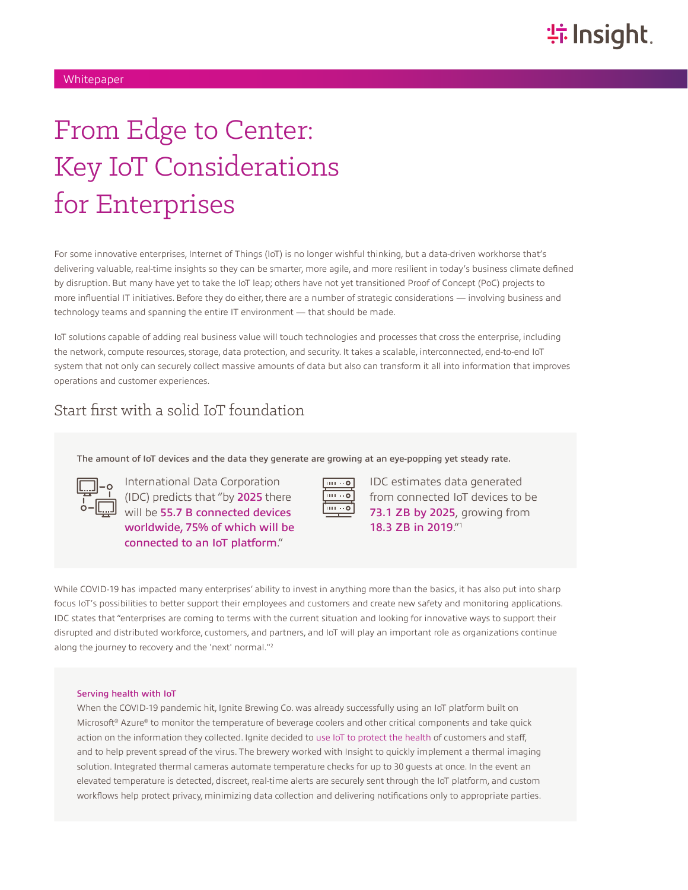Whitepaper

# From Edge to Center: Key IoT Considerations for Enterprises

For some innovative enterprises, Internet of Things (IoT) is no longer wishful thinking, but a data-driven workhorse that's delivering valuable, real-time insights so they can be smarter, more agile, and more resilient in today's business climate defined by disruption. But many have yet to take the IoT leap; others have not yet transitioned Proof of Concept (PoC) projects to more influential IT initiatives. Before they do either, there are a number of strategic considerations — involving business and technology teams and spanning the entire IT environment — that should be made.

IoT solutions capable of adding real business value will touch technologies and processes that cross the enterprise, including the network, compute resources, storage, data protection, and security. It takes a scalable, interconnected, end-to-end IoT system that not only can securely collect massive amounts of data but also can transform it all into information that improves operations and customer experiences.

## Start first with a solid IoT foundation

**The amount of IoT devices and the data they generate are growing at an eye-popping yet steady rate.**

International Data Corporation (IDC) predicts that "by **2025** there will be **55.7 B connected devices worldwide, 75% of which will be connected to an IoT platform**."

IDC estimates data generated from connected IoT devices to be **73.1 ZB by 2025**, growing from **18.3 ZB in 2019**."[1]

While COVID-19 has impacted many enterprises' ability to invest in anything more than the basics, it has also put into sharp focus IoT's possibilities to better support their employees and customers and create new safety and monitoring applications. IDC states that "enterprises are coming to terms with the current situation and looking for innovative ways to support their disrupted and distributed workforce, customers, and partners, and IoT will play an important role as organizations continue along the journey to recovery and the 'next' normal."[2]

### Serving health with IoT

When the COVID-19 pandemic hit, Ignite Brewing Co. was already successfully using an IoT platform built on Microsoft® Azure® to monitor the temperature of beverage coolers and other critical components and take quick action on the information they collected. Ignite decided to use IoT to protect the health of customers and staff, and to help prevent spread of the virus. The brewery worked with Insight to quickly implement a thermal imaging solution. Integrated thermal cameras automate temperature checks for up to 30 guests at once. In the event an elevated temperature is detected, discreet, real-time alerts are securely sent through the IoT platform, and custom workflows help protect privacy, minimizing data collection and delivering notifications only to appropriate parties.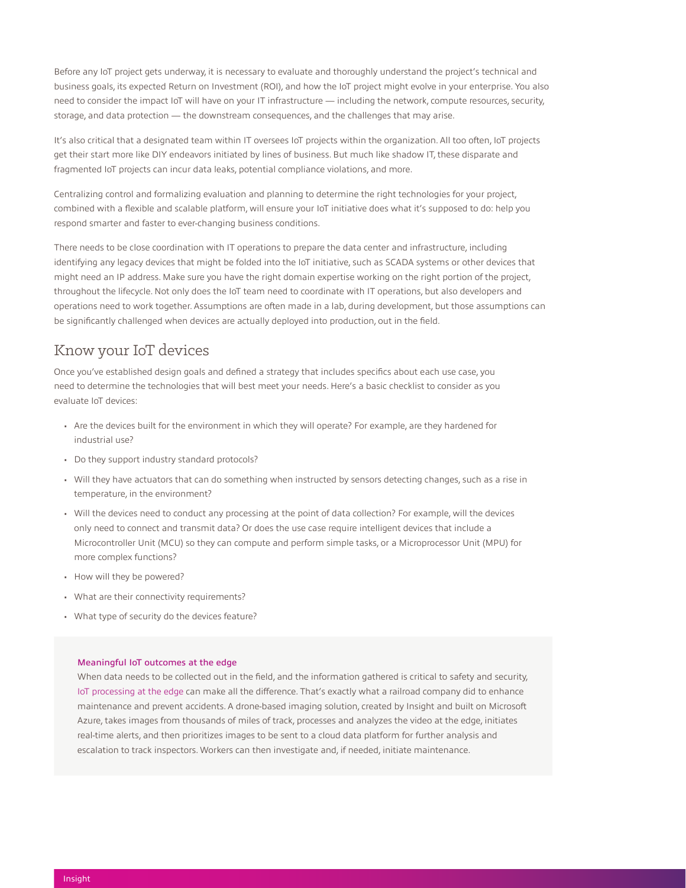Before any IoT project gets underway, it is necessary to evaluate and thoroughly understand the project's technical and business goals, its expected Return on Investment (ROI), and how the IoT project might evolve in your enterprise. You also need to consider the impact IoT will have on your IT infrastructure — including the network, compute resources, security, storage, and data protection — the downstream consequences, and the challenges that may arise.

It's also critical that a designated team within IT oversees IoT projects within the organization. All too often, IoT projects get their start more like DIY endeavors initiated by lines of business. But much like shadow IT, these disparate and fragmented IoT projects can incur data leaks, potential compliance violations, and more.

Centralizing control and formalizing evaluation and planning to determine the right technologies for your project, combined with a flexible and scalable platform, will ensure your IoT initiative does what it's supposed to do: help you respond smarter and faster to ever-changing business conditions.

There needs to be close coordination with IT operations to prepare the data center and infrastructure, including identifying any legacy devices that might be folded into the IoT initiative, such as SCADA systems or other devices that might need an IP address. Make sure you have the right domain expertise working on the right portion of the project, throughout the lifecycle. Not only does the IoT team need to coordinate with IT operations, but also developers and operations need to work together. Assumptions are often made in a lab, during development, but those assumptions can be significantly challenged when devices are actually deployed into production, out in the field.

## Know your IoT devices

Once you've established design goals and defined a strategy that includes specifics about each use case, you need to determine the technologies that will best meet your needs. Here's a basic checklist to consider as you evaluate IoT devices:

- Are the devices built for the environment in which they will operate? For example, are they hardened for industrial use?
- Do they support industry standard protocols?
- Will they have actuators that can do something when instructed by sensors detecting changes, such as a rise in temperature, in the environment?
- Will the devices need to conduct any processing at the point of data collection? For example, will the devices only need to connect and transmit data? Or does the use case require intelligent devices that include a Microcontroller Unit (MCU) so they can compute and perform simple tasks, or a Microprocessor Unit (MPU) for more complex functions?
- How will they be powered?
- What are their connectivity requirements?
- What type of security do the devices feature?

### Meaningful IoT outcomes at the edge

When data needs to be collected out in the field, and the information gathered is critical to safety and security, IoT processing at the edge can make all the difference. That's exactly what a railroad company did to enhance maintenance and prevent accidents. A drone-based imaging solution, created by Insight and built on Microsoft Azure, takes images from thousands of miles of track, processes and analyzes the video at the edge, initiates real-time alerts, and then prioritizes images to be sent to a cloud data platform for further analysis and escalation to track inspectors. Workers can then investigate and, if needed, initiate maintenance.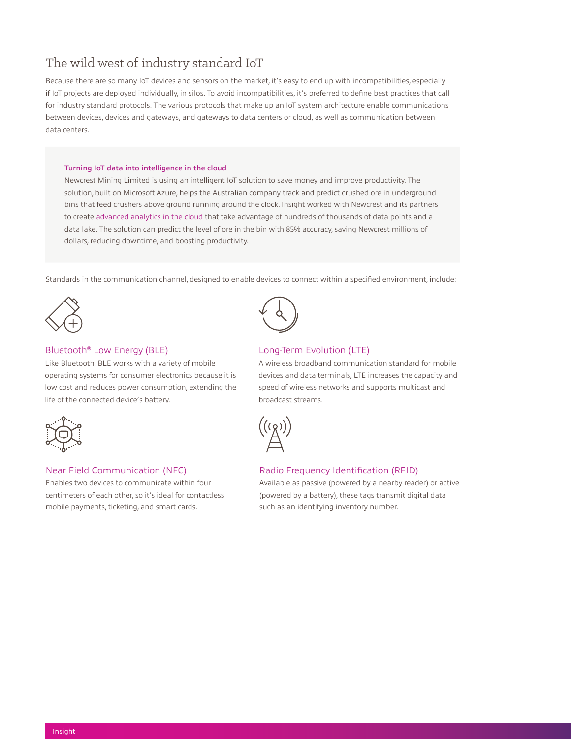## The wild west of industry standard IoT

Because there are so many IoT devices and sensors on the market, it's easy to end up with incompatibilities, especially if IoT projects are deployed individually, in silos. To avoid incompatibilities, it's preferred to define best practices that call for industry standard protocols. The various protocols that make up an IoT system architecture enable communications between devices, devices and gateways, and gateways to data centers or cloud, as well as communication between data centers.

### Turning IoT data into intelligence in the cloud

Newcrest Mining Limited is using an intelligent IoT solution to save money and improve productivity. The solution, built on Microsoft Azure, helps the Australian company track and predict crushed ore in underground bins that feed crushers above ground running around the clock. Insight worked with Newcrest and its partners to create advanced analytics in the cloud that take advantage of hundreds of thousands of data points and a data lake. The solution can predict the level of ore in the bin with 85% accuracy, saving Newcrest millions of dollars, reducing downtime, and boosting productivity.

Standards in the communication channel, designed to enable devices to connect within a specified environment, include:

### Bluetooth® Low Energy (BLE)

Like Bluetooth, BLE works with a variety of mobile operating systems for consumer electronics because it is low cost and reduces power consumption, extending the life of the connected device's battery.

### Long-Term Evolution (LTE)

A wireless broadband communication standard for mobile devices and data terminals, LTE increases the capacity and speed of wireless networks and supports multicast and broadcast streams.

### Near Field Communication (NFC)

Enables two devices to communicate within four centimeters of each other, so it's ideal for contactless mobile payments, ticketing, and smart cards.

### Radio Frequency Identification (RFID)

Available as passive (powered by a nearby reader) or active (powered by a battery), these tags transmit digital data such as an identifying inventory number.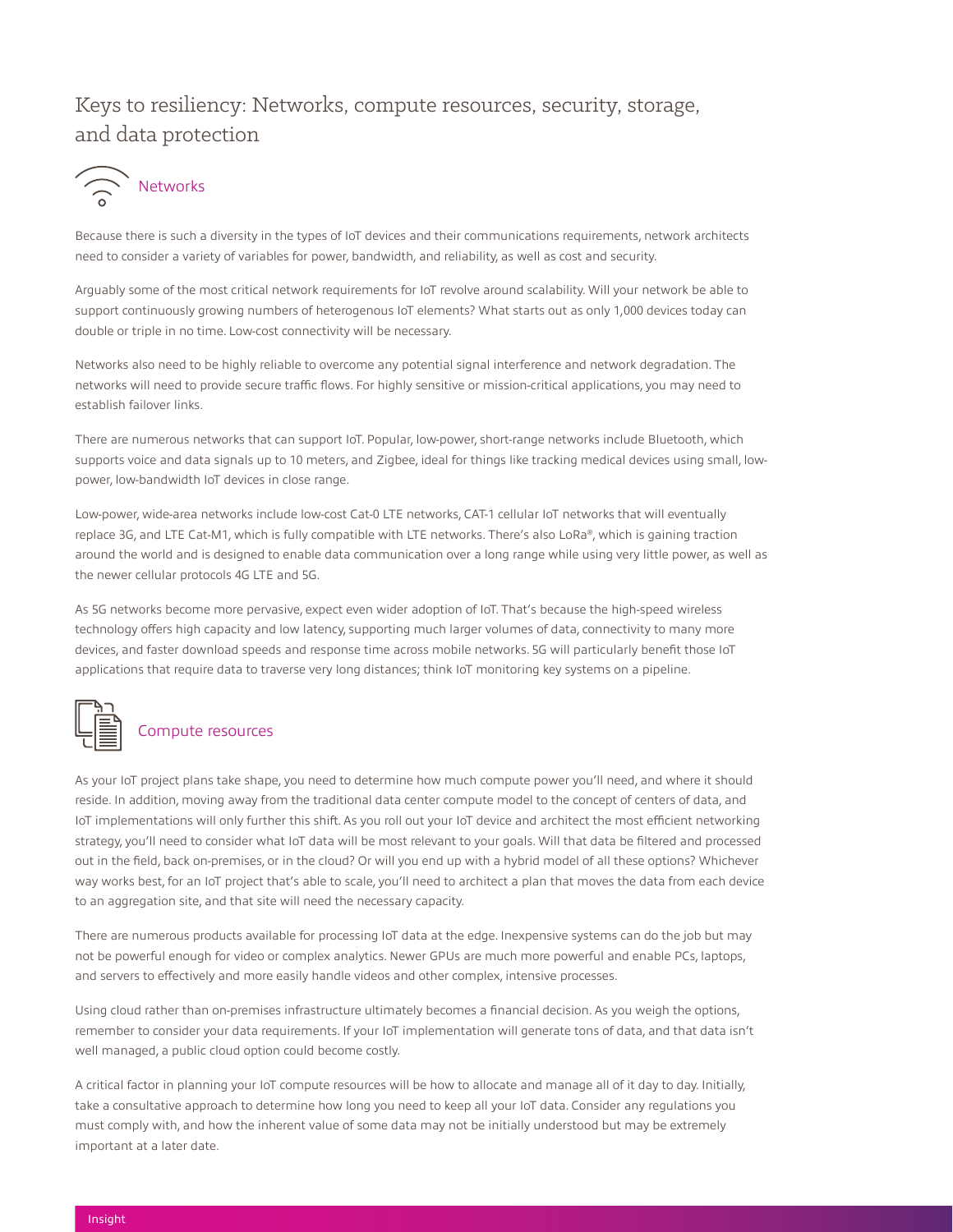## Keys to resiliency: Networks, compute resources, security, storage, and data protection

### Networks

Because there is such a diversity in the types of IoT devices and their communications requirements, network architects need to consider a variety of variables for power, bandwidth, and reliability, as well as cost and security.

Arguably some of the most critical network requirements for IoT revolve around scalability. Will your network be able to support continuously growing numbers of heterogenous IoT elements? What starts out as only 1,000 devices today can double or triple in no time. Low-cost connectivity will be necessary.

Networks also need to be highly reliable to overcome any potential signal interference and network degradation. The networks will need to provide secure traffic flows. For highly sensitive or mission-critical applications, you may need to establish failover links.

There are numerous networks that can support IoT. Popular, low-power, short-range networks include Bluetooth, which supports voice and data signals up to 10 meters, and Zigbee, ideal for things like tracking medical devices using small, low-power, low-bandwidth IoT devices in close range.

Low-power, wide-area networks include low-cost Cat-0 LTE networks, CAT-1 cellular IoT networks that will eventually replace 3G, and LTE Cat-M1, which is fully compatible with LTE networks. There's also LoRa®, which is gaining traction around the world and is designed to enable data communication over a long range while using very little power, as well as the newer cellular protocols 4G LTE and 5G.

As 5G networks become more pervasive, expect even wider adoption of IoT. That's because the high-speed wireless technology offers high capacity and low latency, supporting much larger volumes of data, connectivity to many more devices, and faster download speeds and response time across mobile networks. 5G will particularly benefit those IoT applications that require data to traverse very long distances; think IoT monitoring key systems on a pipeline.

### Compute resources

As your IoT project plans take shape, you need to determine how much compute power you'll need, and where it should reside. In addition, moving away from the traditional data center compute model to the concept of centers of data, and IoT implementations will only further this shift. As you roll out your IoT device and architect the most efficient networking strategy, you'll need to consider what IoT data will be most relevant to your goals. Will that data be filtered and processed out in the field, back on-premises, or in the cloud? Or will you end up with a hybrid model of all these options? Whichever way works best, for an IoT project that's able to scale, you'll need to architect a plan that moves the data from each device to an aggregation site, and that site will need the necessary capacity.

There are numerous products available for processing IoT data at the edge. Inexpensive systems can do the job but may not be powerful enough for video or complex analytics. Newer GPUs are much more powerful and enable PCs, laptops, and servers to effectively and more easily handle videos and other complex, intensive processes.

Using cloud rather than on-premises infrastructure ultimately becomes a financial decision. As you weigh the options, remember to consider your data requirements. If your IoT implementation will generate tons of data, and that data isn't well managed, a public cloud option could become costly.

A critical factor in planning your IoT compute resources will be how to allocate and manage all of it day to day. Initially, take a consultative approach to determine how long you need to keep all your IoT data. Consider any regulations you must comply with, and how the inherent value of some data may not be initially understood but may be extremely important at a later date.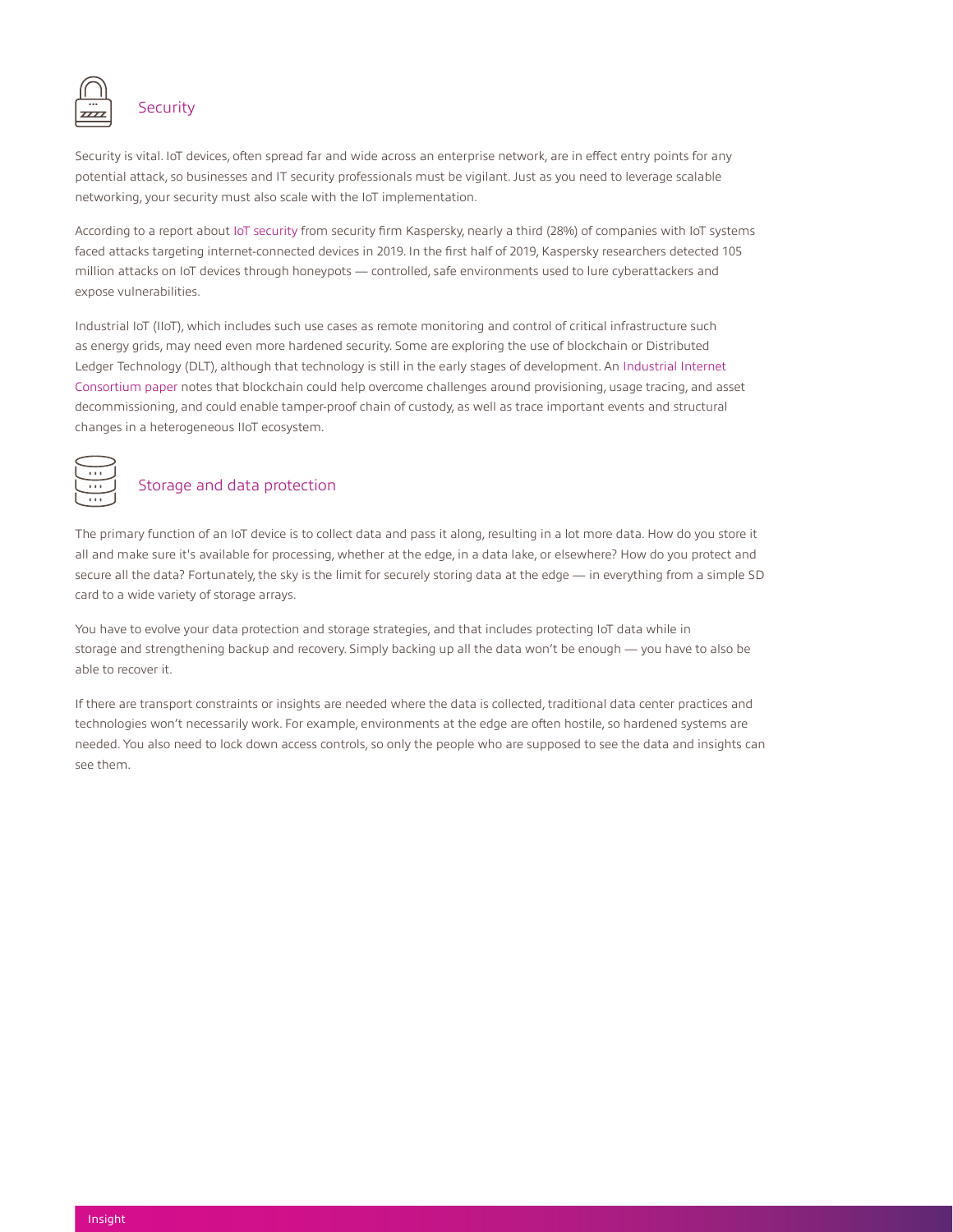## Security

Security is vital. IoT devices, often spread far and wide across an enterprise network, are in effect entry points for any potential attack, so businesses and IT security professionals must be vigilant. Just as you need to leverage scalable networking, your security must also scale with the IoT implementation.

According to a report about IoT security from security firm Kaspersky, nearly a third (28%) of companies with IoT systems faced attacks targeting internet-connected devices in 2019. In the first half of 2019, Kaspersky researchers detected 105 million attacks on IoT devices through honeypots — controlled, safe environments used to lure cyberattackers and expose vulnerabilities.

Industrial IoT (IIoT), which includes such use cases as remote monitoring and control of critical infrastructure such as energy grids, may need even more hardened security. Some are exploring the use of blockchain or Distributed Ledger Technology (DLT), although that technology is still in the early stages of development. An Industrial Internet Consortium paper notes that blockchain could help overcome challenges around provisioning, usage tracing, and asset decommissioning, and could enable tamper-proof chain of custody, as well as trace important events and structural changes in a heterogeneous IIoT ecosystem.

## Storage and data protection

The primary function of an IoT device is to collect data and pass it along, resulting in a lot more data. How do you store it all and make sure it's available for processing, whether at the edge, in a data lake, or elsewhere? How do you protect and secure all the data? Fortunately, the sky is the limit for securely storing data at the edge — in everything from a simple SD card to a wide variety of storage arrays.

You have to evolve your data protection and storage strategies, and that includes protecting IoT data while in storage and strengthening backup and recovery. Simply backing up all the data won't be enough — you have to also be able to recover it.

If there are transport constraints or insights are needed where the data is collected, traditional data center practices and technologies won't necessarily work. For example, environments at the edge are often hostile, so hardened systems are needed. You also need to lock down access controls, so only the people who are supposed to see the data and insights can see them.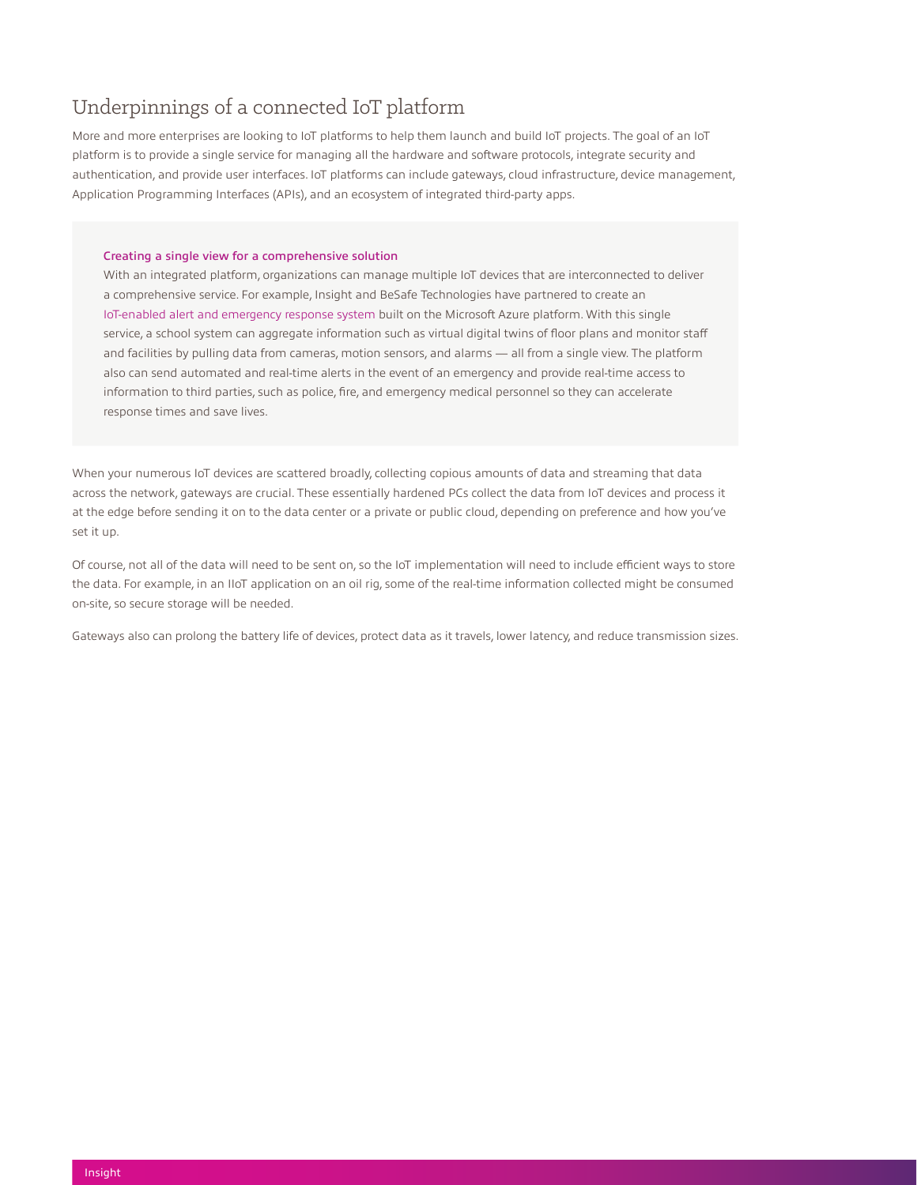## Underpinnings of a connected IoT platform

More and more enterprises are looking to IoT platforms to help them launch and build IoT projects. The goal of an IoT platform is to provide a single service for managing all the hardware and software protocols, integrate security and authentication, and provide user interfaces. IoT platforms can include gateways, cloud infrastructure, device management, Application Programming Interfaces (APIs), and an ecosystem of integrated third-party apps.

### Creating a single view for a comprehensive solution

With an integrated platform, organizations can manage multiple IoT devices that are interconnected to deliver a comprehensive service. For example, Insight and BeSafe Technologies have partnered to create an IoT-enabled alert and emergency response system built on the Microsoft Azure platform. With this single service, a school system can aggregate information such as virtual digital twins of floor plans and monitor staff and facilities by pulling data from cameras, motion sensors, and alarms — all from a single view. The platform also can send automated and real-time alerts in the event of an emergency and provide real-time access to information to third parties, such as police, fire, and emergency medical personnel so they can accelerate response times and save lives.

When your numerous IoT devices are scattered broadly, collecting copious amounts of data and streaming that data across the network, gateways are crucial. These essentially hardened PCs collect the data from IoT devices and process it at the edge before sending it on to the data center or a private or public cloud, depending on preference and how you've set it up.

Of course, not all of the data will need to be sent on, so the IoT implementation will need to include efficient ways to store the data. For example, in an IIoT application on an oil rig, some of the real-time information collected might be consumed on-site, so secure storage will be needed.

Gateways also can prolong the battery life of devices, protect data as it travels, lower latency, and reduce transmission sizes.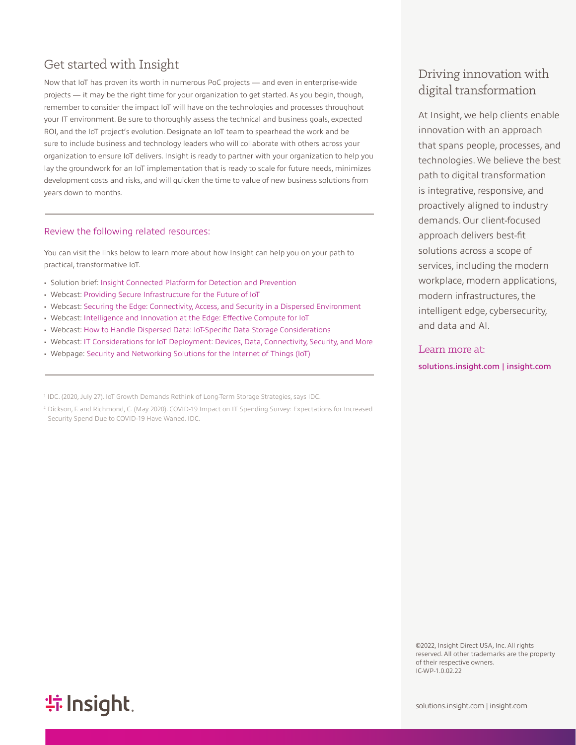## Get started with Insight

Now that IoT has proven its worth in numerous PoC projects — and even in enterprise-wide projects — it may be the right time for your organization to get started. As you begin, though, remember to consider the impact IoT will have on the technologies and processes throughout your IT environment. Be sure to thoroughly assess the technical and business goals, expected ROI, and the IoT project's evolution. Designate an IoT team to spearhead the work and be sure to include business and technology leaders who will collaborate with others across your organization to ensure IoT delivers. Insight is ready to partner with your organization to help you lay the groundwork for an IoT implementation that is ready to scale for future needs, minimizes development costs and risks, and will quicken the time to value of new business solutions from years down to months.

### Review the following related resources:

You can visit the links below to learn more about how Insight can help you on your path to practical, transformative IoT.

- Solution brief: Insight Connected Platform for Detection and Prevention
- Webcast: Providing Secure Infrastructure for the Future of IoT
- Webcast: Securing the Edge: Connectivity, Access, and Security in a Dispersed Environment
- Webcast: Intelligence and Innovation at the Edge: Effective Compute for IoT
- Webcast: How to Handle Dispersed Data: IoT-Specific Data Storage Considerations
- Webcast: IT Considerations for IoT Deployment: Devices, Data, Connectivity, Security, and More
- Webpage: Security and Networking Solutions for the Internet of Things (IoT)

[1] IDC. (2020, July 27). IoT Growth Demands Rethink of Long-Term Storage Strategies, says IDC.

[2] Dickson, F. and Richmond, C. (May 2020). COVID-19 Impact on IT Spending Survey: Expectations for Increased Security Spend Due to COVID-19 Have Waned. IDC.

## Driving innovation with digital transformation

At Insight, we help clients enable innovation with an approach that spans people, processes, and technologies. We believe the best path to digital transformation is integrative, responsive, and proactively aligned to industry demands. Our client-focused approach delivers best-fit solutions across a scope of services, including the modern workplace, modern applications, modern infrastructures, the intelligent edge, cybersecurity, and data and AI.

### Learn more at:

solutions.insight.com | insight.com

©2022, Insight Direct USA, Inc. All rights reserved. All other trademarks are the property of their respective owners. IC-WP-1.0.02.22

Insight.

solutions.insight.com | insight.com